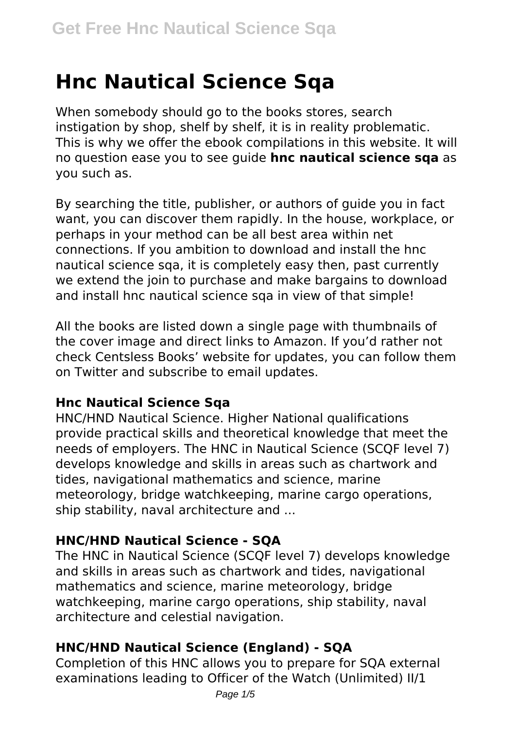# Hnc Nautical Science Sqa

When somebody should go to the books stores, search instigation by shop, shelf by shelf, it is in reality problematic. This is why we offer the ebook compilations in this website. It will no question ease you to see guide **hnc nautical science sqa** as you such as.

By searching the title, publisher, or authors of guide you in fact want, you can discover them rapidly. In the house, workplace, or perhaps in your method can be all best area within net connections. If you ambition to download and install the hnc nautical science sqa, it is completely easy then, past currently we extend the join to purchase and make bargains to download and install hnc nautical science sqa in view of that simple!

All the books are listed down a single page with thumbnails of the cover image and direct links to Amazon. If you'd rather not check Centsless Books' website for updates, you can follow them on Twitter and subscribe to email updates.

### Hnc Nautical Science Sqa

HNC/HND Nautical Science. Higher National qualifications provide practical skills and theoretical knowledge that meet the needs of employers. The HNC in Nautical Science (SCQF level 7) develops knowledge and skills in areas such as chartwork and tides, navigational mathematics and science, marine meteorology, bridge watchkeeping, marine cargo operations, ship stability, naval architecture and ...

### HNC/HND Nautical Science - SQA

The HNC in Nautical Science (SCQF level 7) develops knowledge and skills in areas such as chartwork and tides, navigational mathematics and science, marine meteorology, bridge watchkeeping, marine cargo operations, ship stability, naval architecture and celestial navigation.

### HNC/HND Nautical Science (England) - SQA

Completion of this HNC allows you to prepare for SQA external examinations leading to Officer of the Watch (Unlimited) II/1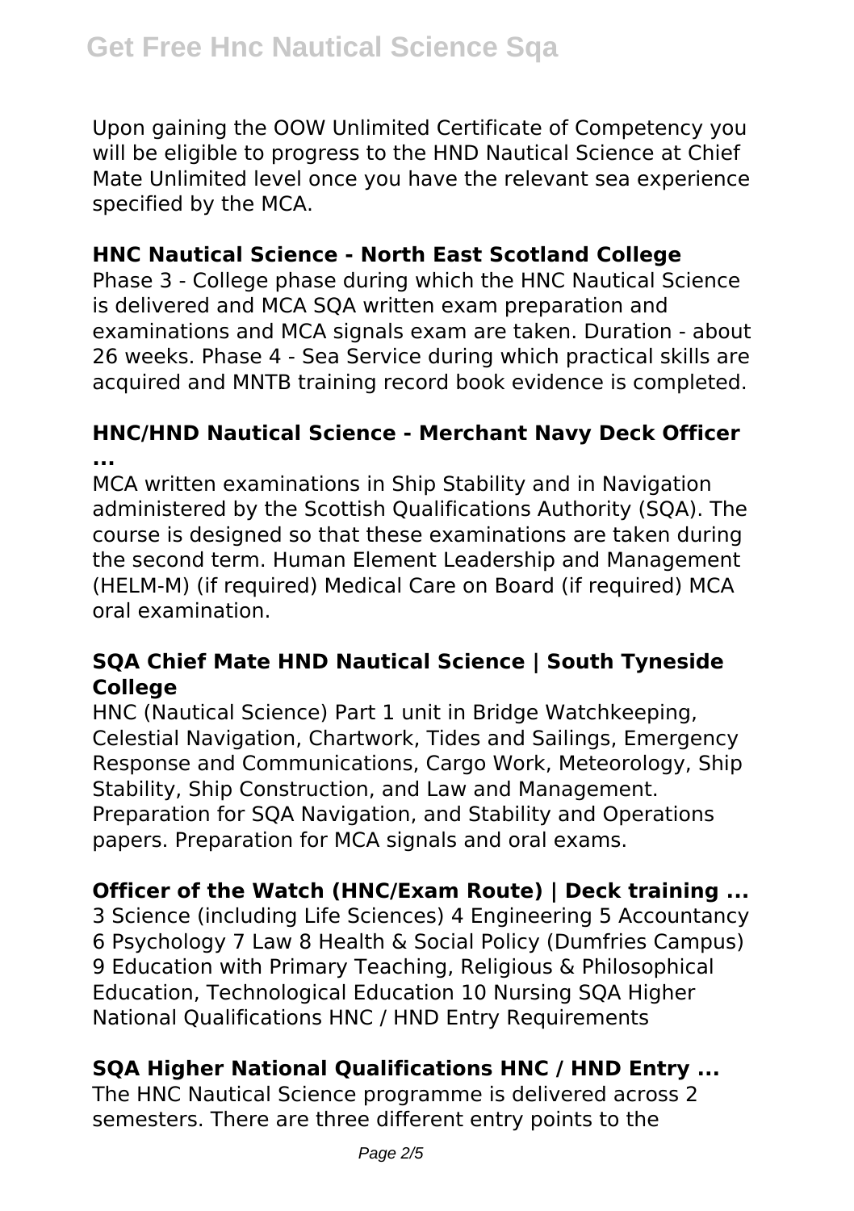Upon gaining the OOW Unlimited Certificate of Competency you will be eligible to progress to the HND Nautical Science at Chief Mate Unlimited level once you have the relevant sea experience specified by the MCA.

## HNC Nautical Science - North East Scotland College

Phase 3 - College phase during which the HNC Nautical Science is delivered and MCA SQA written exam preparation and examinations and MCA signals exam are taken. Duration - about 26 weeks. Phase 4 - Sea Service during which practical skills are acquired and MNTB training record book evidence is completed.

## HNC/HND Nautical Science - Merchant Navy Deck Officer ...

MCA written examinations in Ship Stability and in Navigation administered by the Scottish Qualifications Authority (SQA). The course is designed so that these examinations are taken during the second term. Human Element Leadership and Management (HELM-M) (if required) Medical Care on Board (if required) MCA oral examination.

## SQA Chief Mate HND Nautical Science | South Tyneside College

HNC (Nautical Science) Part 1 unit in Bridge Watchkeeping, Celestial Navigation, Chartwork, Tides and Sailings, Emergency Response and Communications, Cargo Work, Meteorology, Ship Stability, Ship Construction, and Law and Management. Preparation for SQA Navigation, and Stability and Operations papers. Preparation for MCA signals and oral exams.

## Officer of the Watch (HNC/Exam Route) | Deck training ...

3 Science (including Life Sciences) 4 Engineering 5 Accountancy 6 Psychology 7 Law 8 Health & Social Policy (Dumfries Campus) 9 Education with Primary Teaching, Religious & Philosophical Education, Technological Education 10 Nursing SQA Higher National Qualifications HNC / HND Entry Requirements

## SQA Higher National Qualifications HNC / HND Entry ...

The HNC Nautical Science programme is delivered across 2 semesters. There are three different entry points to the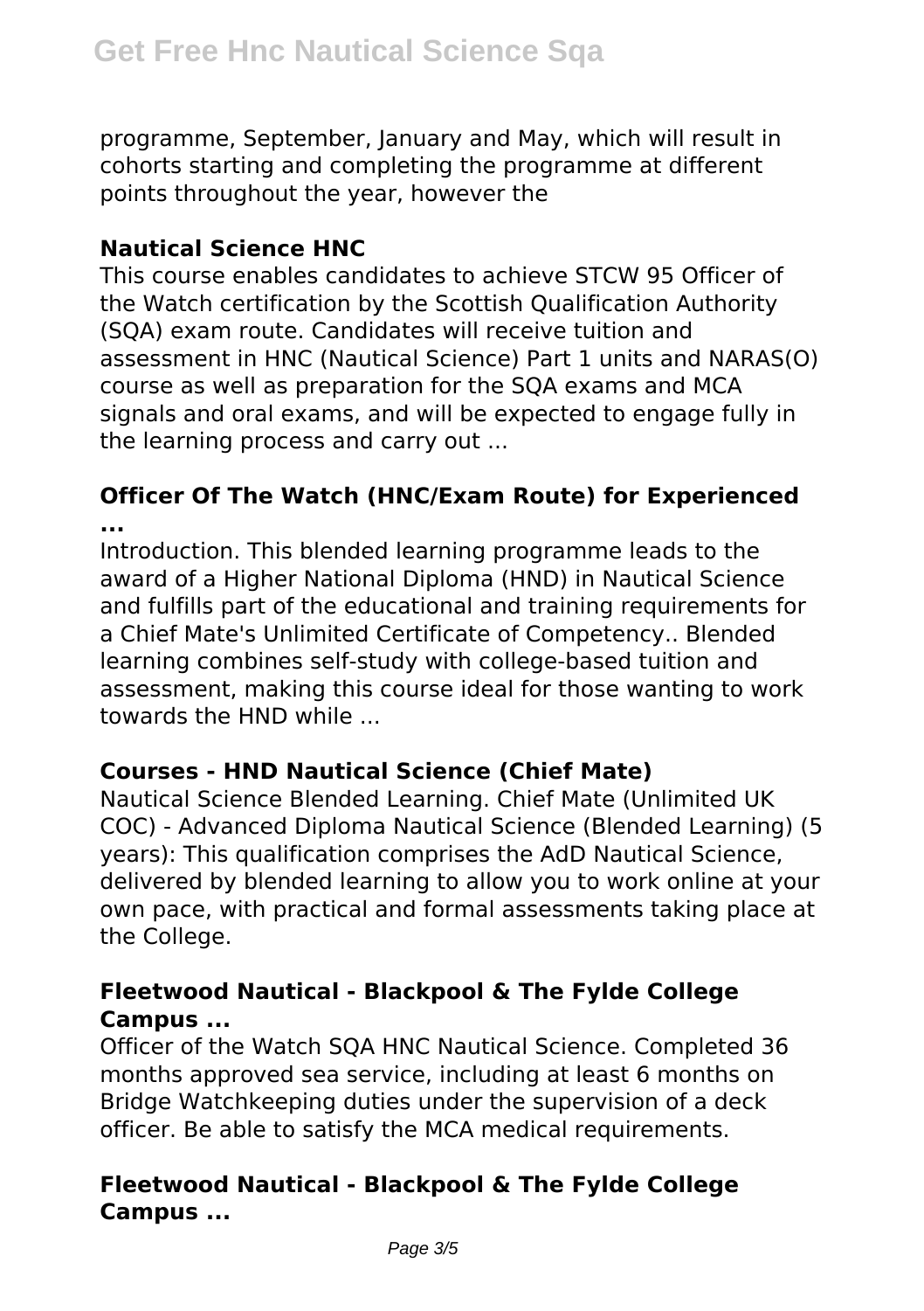programme, September, January and May, which will result in cohorts starting and completing the programme at different points throughout the year, however the

### Nautical Science HNC

This course enables candidates to achieve STCW 95 Officer of the Watch certification by the Scottish Qualification Authority (SQA) exam route. Candidates will receive tuition and assessment in HNC (Nautical Science) Part 1 units and NARAS(O) course as well as preparation for the SQA exams and MCA signals and oral exams, and will be expected to engage fully in the learning process and carry out ...

### Officer Of The Watch (HNC/Exam Route) for Experienced ...

Introduction. This blended learning programme leads to the award of a Higher National Diploma (HND) in Nautical Science and fulfills part of the educational and training requirements for a Chief Mate's Unlimited Certificate of Competency.. Blended learning combines self-study with college-based tuition and assessment, making this course ideal for those wanting to work towards the HND while ...

### Courses - HND Nautical Science (Chief Mate)

Nautical Science Blended Learning. Chief Mate (Unlimited UK COC) - Advanced Diploma Nautical Science (Blended Learning) (5 years): This qualification comprises the AdD Nautical Science, delivered by blended learning to allow you to work online at your own pace, with practical and formal assessments taking place at the College.

### Fleetwood Nautical - Blackpool & The Fylde College Campus ...

Officer of the Watch SQA HNC Nautical Science. Completed 36 months approved sea service, including at least 6 months on Bridge Watchkeeping duties under the supervision of a deck officer. Be able to satisfy the MCA medical requirements.

### Fleetwood Nautical - Blackpool & The Fylde College Campus ...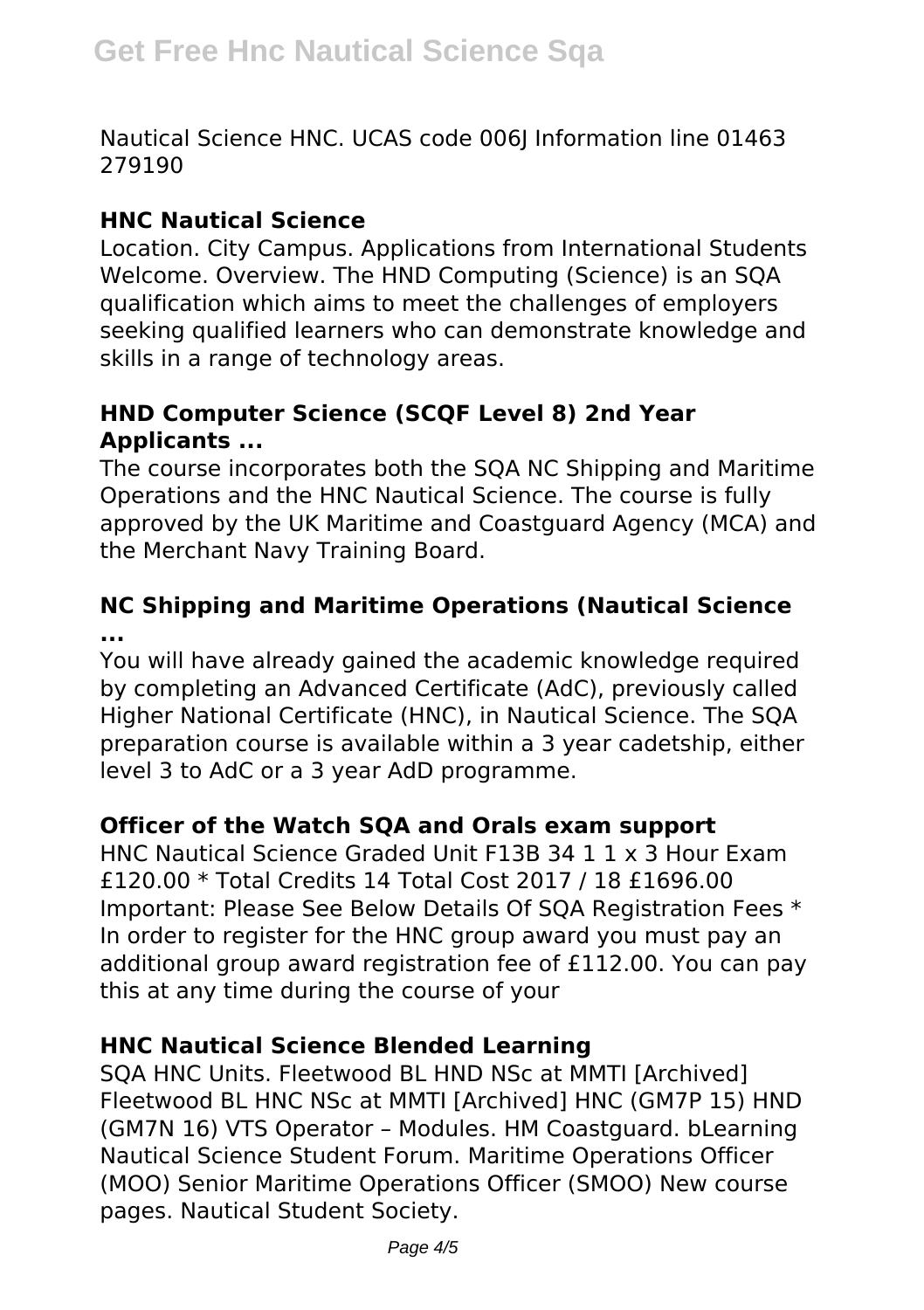Nautical Science HNC. UCAS code 006J Information line 01463 279190

### HNC Nautical Science

Location. City Campus. Applications from International Students Welcome. Overview. The HND Computing (Science) is an SQA qualification which aims to meet the challenges of employers seeking qualified learners who can demonstrate knowledge and skills in a range of technology areas.

### HND Computer Science (SCQF Level 8) 2nd Year Applicants ...

The course incorporates both the SQA NC Shipping and Maritime Operations and the HNC Nautical Science. The course is fully approved by the UK Maritime and Coastguard Agency (MCA) and the Merchant Navy Training Board.

### NC Shipping and Maritime Operations (Nautical Science ...

You will have already gained the academic knowledge required by completing an Advanced Certificate (AdC), previously called Higher National Certificate (HNC), in Nautical Science. The SQA preparation course is available within a 3 year cadetship, either level 3 to AdC or a 3 year AdD programme.

### Officer of the Watch SQA and Orals exam support

HNC Nautical Science Graded Unit F13B 34 1 1 x 3 Hour Exam £120.00 * Total Credits 14 Total Cost 2017 / 18 £1696.00 Important: Please See Below Details Of SQA Registration Fees * In order to register for the HNC group award you must pay an additional group award registration fee of £112.00. You can pay this at any time during the course of your

### HNC Nautical Science Blended Learning

SQA HNC Units. Fleetwood BL HND NSc at MMTI [Archived] Fleetwood BL HNC NSc at MMTI [Archived] HNC (GM7P 15) HND (GM7N 16) VTS Operator – Modules. HM Coastguard. bLearning Nautical Science Student Forum. Maritime Operations Officer (MOO) Senior Maritime Operations Officer (SMOO) New course pages. Nautical Student Society.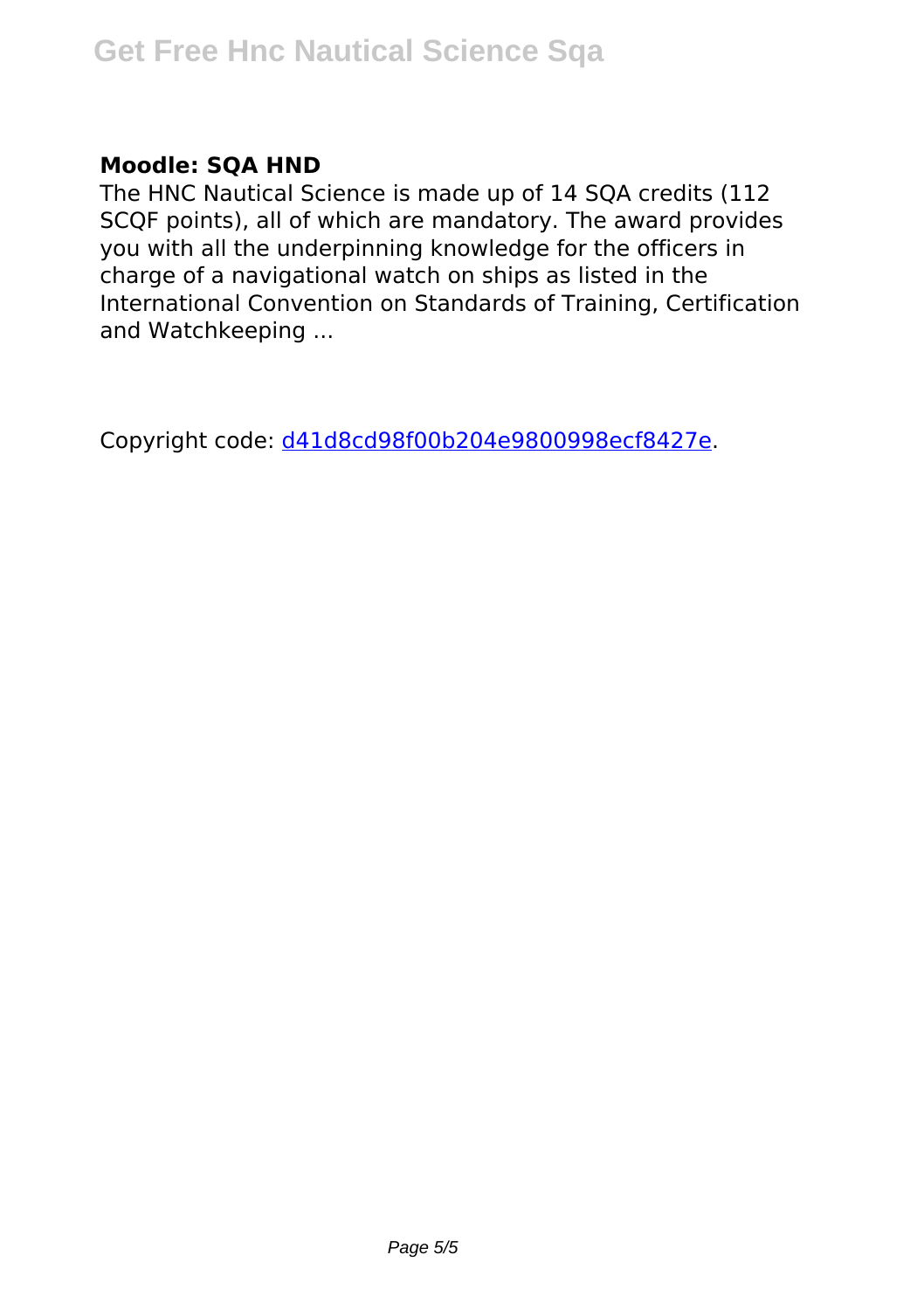**Moodle: SQA HND**

The HNC Nautical Science is made up of 14 SQA credits (112 SCQF points), all of which are mandatory. The award provides you with all the underpinning knowledge for the officers in charge of a navigational watch on ships as listed in the International Convention on Standards of Training, Certification and Watchkeeping ...

Copyright code: [d41d8cd98f00b204e9800998ecf8427e](d41d8cd98f00b204e9800998ecf8427e).